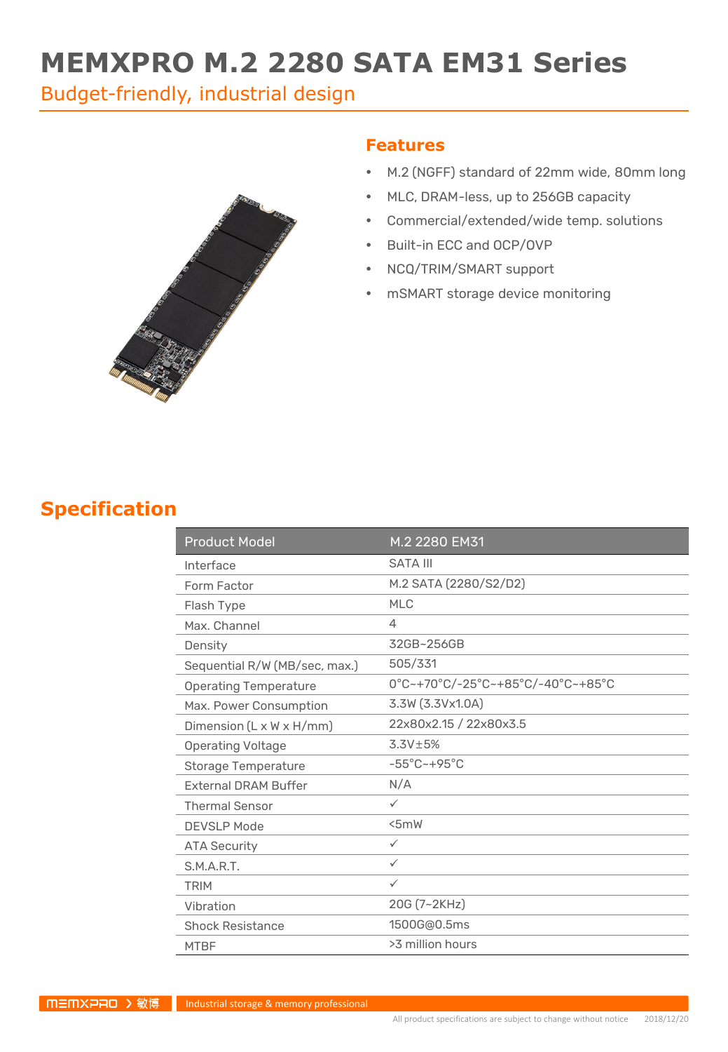# MEMXPRO M.2 2280 SATA EM31 Series

Budget-friendly, industrial design

## Features

- M.2 (NGFF) standard of 22mm wide, 80mm long
- MLC, DRAM-less, up to 256GB capacity
- Commercial/extended/wide temp. solutions
- Built-in ECC and OCP/OVP
- NCQ/TRIM/SMART support
- mSMART storage device monitoring

## Specification

| Product Model | M.2 2280 EM31 |
|---|---|
| Interface | SATA III |
| Form Factor | M.2 SATA (2280/S2/D2) |
| Flash Type | MLC |
| Max. Channel | 4 |
| Density | 32GB~256GB |
| Sequential R/W (MB/sec, max.) | 505/331 |
| Operating Temperature | 0°C~+70°C/-25°C~+85°C/-40°C~+85°C |
| Max. Power Consumption | 3.3W (3.3Vx1.0A) |
| Dimension (L x W x H/mm) | 22x80x2.15 / 22x80x3.5 |
| Operating Voltage | 3.3V±5% |
| Storage Temperature | -55°C~+95°C |
| External DRAM Buffer | N/A |
| Thermal Sensor | ✓ |
| DEVSLP Mode | <5mW |
| ATA Security | ✓ |
| S.M.A.R.T. | ✓ |
| TRIM | ✓ |
| Vibration | 20G (7~2KHz) |
| Shock Resistance | 1500G@0.5ms |
| MTBF | >3 million hours |

MEMXPRO 敏博 | Industrial storage & memory professional

All product specifications are subject to change without notice 2018/12/20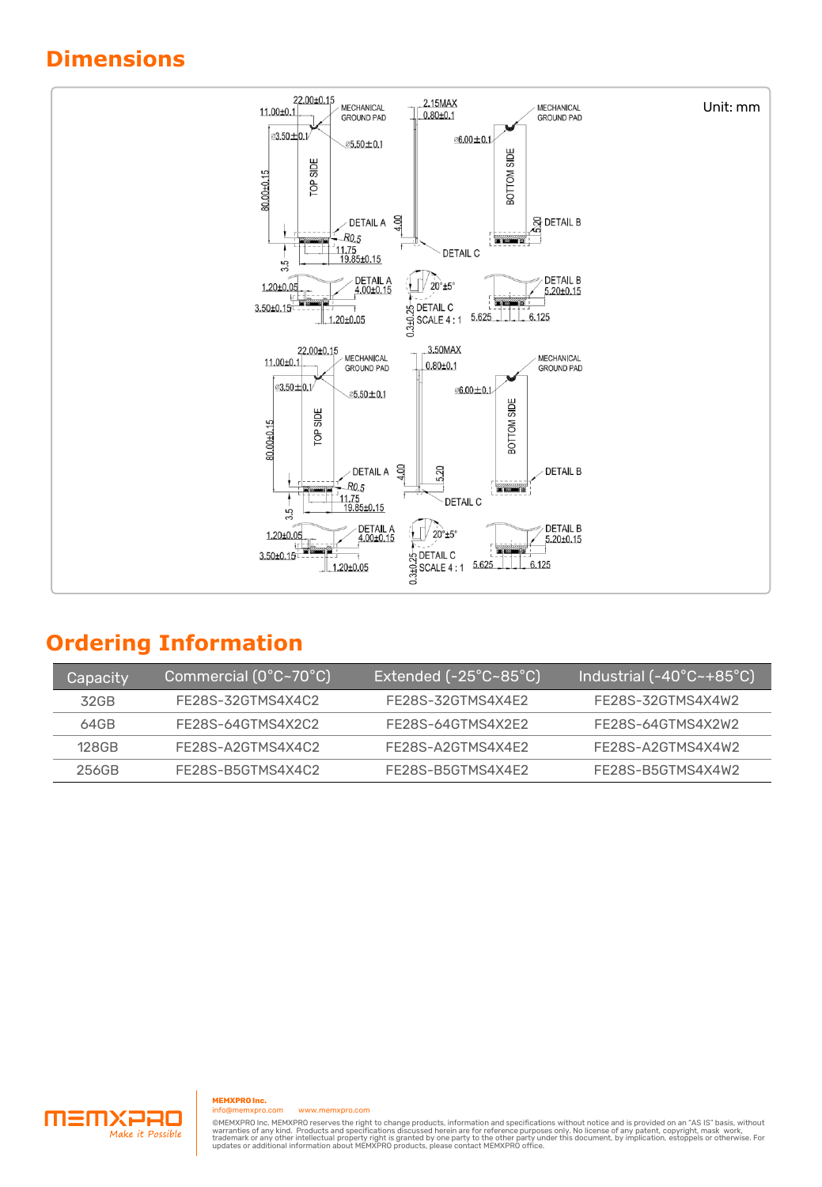## Dimensions

Unit: mm

22.00±0.15
11.00±0.1
MECHANICAL GROUND PAD
⌀3.50±0.1
⌀5.50±0.1
80.00±0.15
TOP SIDE
DETAIL A
R0.5
11.75
19.85±0.15
3.5
2.15MAX
0.80±0.1
4.00
DETAIL C
MECHANICAL GROUND PAD
⌀6.00±0.1
BOTTOM SIDE
5.20
DETAIL B
1.20±0.05
DETAIL A
4.00±0.15
3.50±0.15
1.20±0.05
20°±5°
DETAIL C
SCALE 4 : 1
0.3±0.25
DETAIL B
5.20±0.15
5.625
6.125

22.00±0.15
11.00±0.1
MECHANICAL GROUND PAD
⌀3.50±0.1
⌀5.50±0.1
80.00±0.15
TOP SIDE
DETAIL A
R0.5
11.75
19.85±0.15
3.5
3.50MAX
0.80±0.1
4.00
5.20
DETAIL C
MECHANICAL GROUND PAD
⌀6.00±0.1
BOTTOM SIDE
DETAIL B
1.20±0.05
DETAIL A
4.00±0.15
3.50±0.15
1.20±0.05
20°±5°
DETAIL C
SCALE 4 : 1
0.3±0.25
DETAIL B
5.20±0.15
5.625
6.125

## Ordering Information

| Capacity | Commercial (0°C~70°C) | Extended (-25°C~85°C) | Industrial (-40°C~+85°C) |
|---|---|---|---|
| 32GB | FE28S-32GTMS4X4C2 | FE28S-32GTMS4X4E2 | FE28S-32GTMS4X4W2 |
| 64GB | FE28S-64GTMS4X2C2 | FE28S-64GTMS4X2E2 | FE28S-64GTMS4X2W2 |
| 128GB | FE28S-A2GTMS4X4C2 | FE28S-A2GTMS4X4E2 | FE28S-A2GTMS4X4W2 |
| 256GB | FE28S-B5GTMS4X4C2 | FE28S-B5GTMS4X4E2 | FE28S-B5GTMS4X4W2 |

MEMXPRO
Make it Possible

**MEMXPRO Inc.**
info@memxpro.com www.memxpro.com

©MEMXPRO Inc. MEMXPRO reserves the right to change products, information and specifications without notice and is provided on an "AS IS" basis, without warranties of any kind. Products and specifications discussed herein are for reference purposes only. No license of any patent, copyright, mask work, trademark or any other intellectual property right is granted by one party to the other party under this document, by implication, estoppels or otherwise. For updates or additional information about MEMXPRO products, please contact MEMXPRO office.